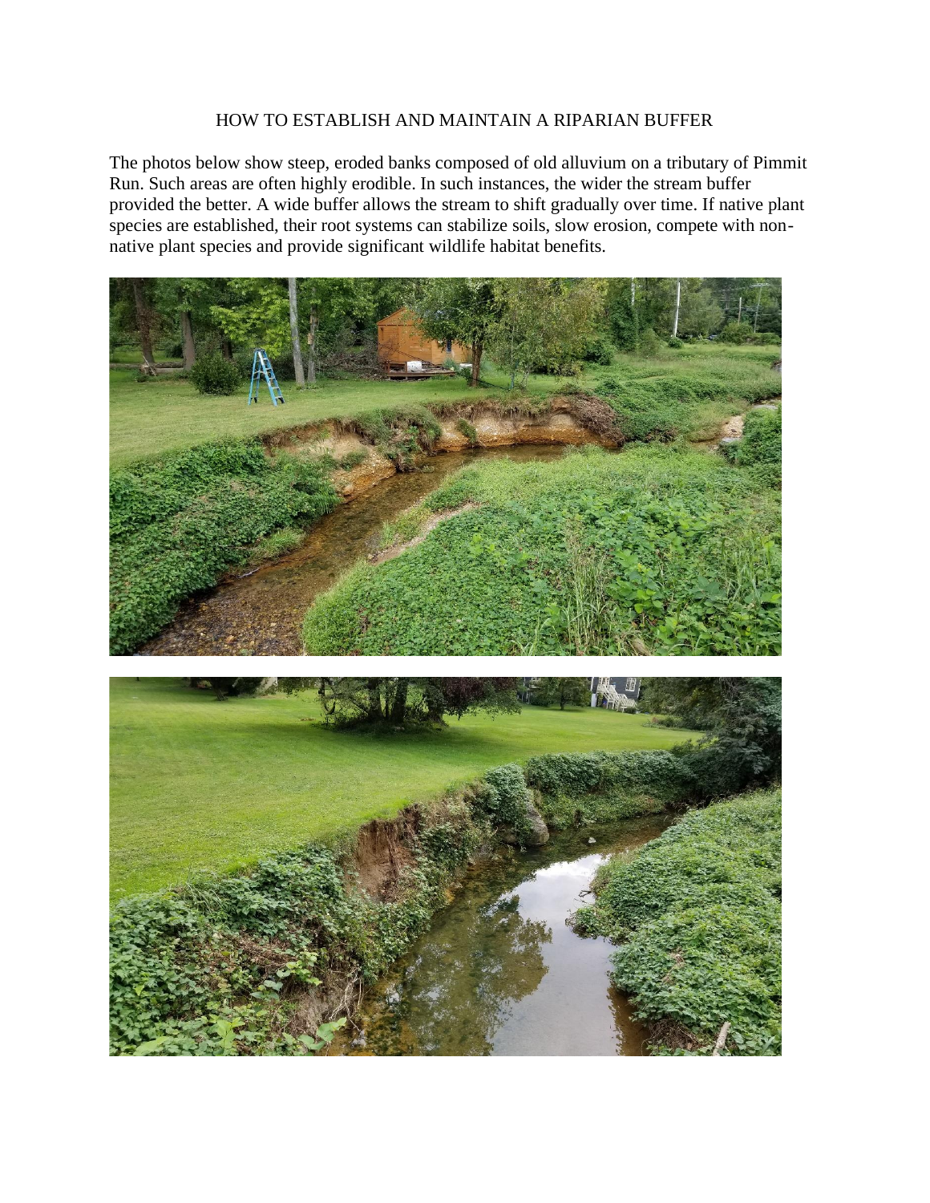# HOW TO ESTABLISH AND MAINTAIN A RIPARIAN BUFFER

The photos below show steep, eroded banks composed of old alluvium on a tributary of Pimmit Run. Such areas are often highly erodible. In such instances, the wider the stream buffer provided the better. A wide buffer allows the stream to shift gradually over time. If native plant species are established, their root systems can stabilize soils, slow erosion, compete with non-native plant species and provide significant wildlife habitat benefits.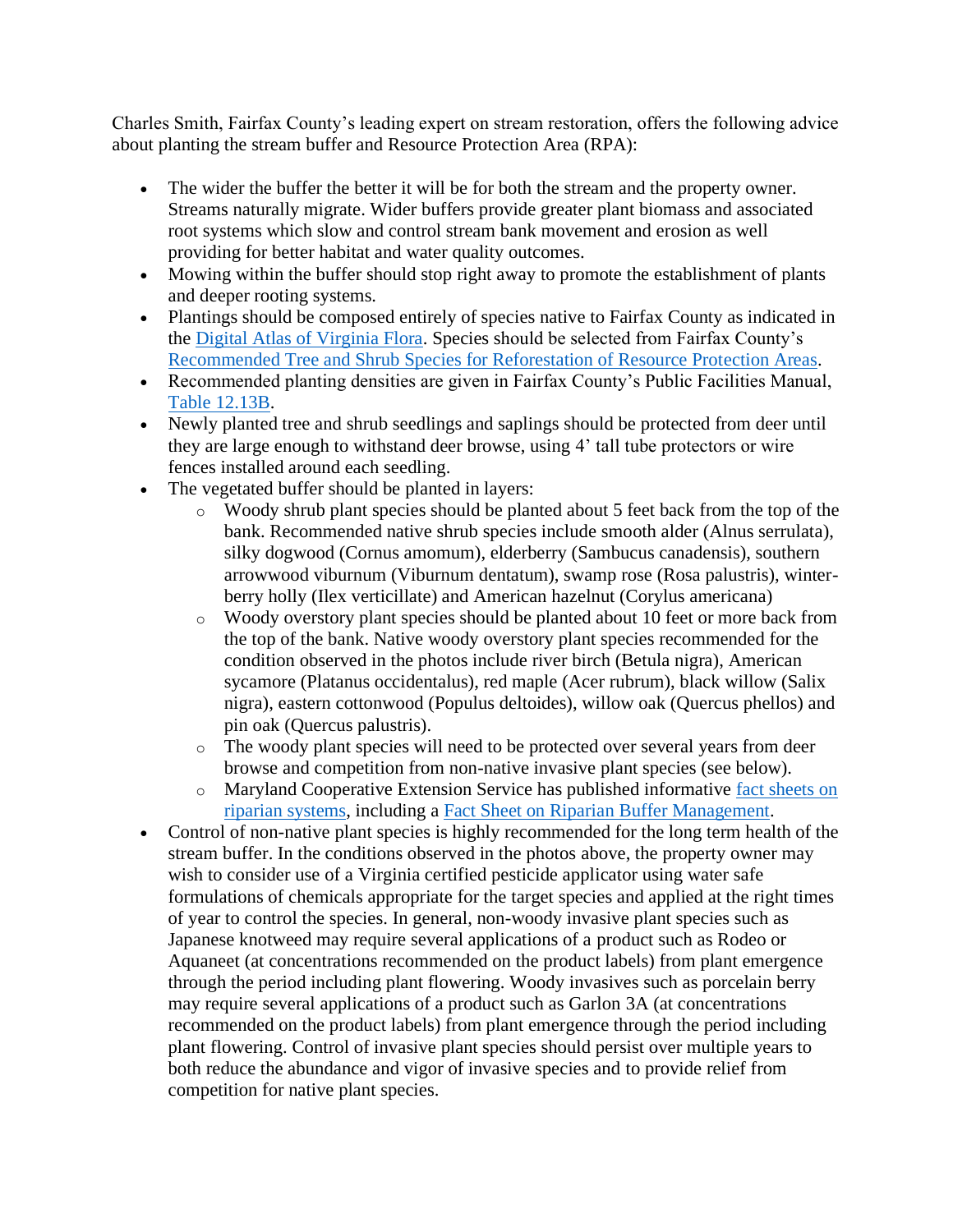Charles Smith, Fairfax County's leading expert on stream restoration, offers the following advice about planting the stream buffer and Resource Protection Area (RPA):

- The wider the buffer the better it will be for both the stream and the property owner. Streams naturally migrate. Wider buffers provide greater plant biomass and associated root systems which slow and control stream bank movement and erosion as well providing for better habitat and water quality outcomes.
- Mowing within the buffer should stop right away to promote the establishment of plants and deeper rooting systems.
- Plantings should be composed entirely of species native to Fairfax County as indicated in the Digital Atlas of Virginia Flora. Species should be selected from Fairfax County's Recommended Tree and Shrub Species for Reforestation of Resource Protection Areas.
- Recommended planting densities are given in Fairfax County's Public Facilities Manual, Table 12.13B.
- Newly planted tree and shrub seedlings and saplings should be protected from deer until they are large enough to withstand deer browse, using 4' tall tube protectors or wire fences installed around each seedling.
- The vegetated buffer should be planted in layers:
  - Woody shrub plant species should be planted about 5 feet back from the top of the bank. Recommended native shrub species include smooth alder (Alnus serrulata), silky dogwood (Cornus amomum), elderberry (Sambucus canadensis), southern arrowwood viburnum (Viburnum dentatum), swamp rose (Rosa palustris), winter-berry holly (Ilex verticillate) and American hazelnut (Corylus americana)
  - Woody overstory plant species should be planted about 10 feet or more back from the top of the bank. Native woody overstory plant species recommended for the condition observed in the photos include river birch (Betula nigra), American sycamore (Platanus occidentalus), red maple (Acer rubrum), black willow (Salix nigra), eastern cottonwood (Populus deltoides), willow oak (Quercus phellos) and pin oak (Quercus palustris).
  - The woody plant species will need to be protected over several years from deer browse and competition from non-native invasive plant species (see below).
  - Maryland Cooperative Extension Service has published informative fact sheets on riparian systems, including a Fact Sheet on Riparian Buffer Management.
- Control of non-native plant species is highly recommended for the long term health of the stream buffer. In the conditions observed in the photos above, the property owner may wish to consider use of a Virginia certified pesticide applicator using water safe formulations of chemicals appropriate for the target species and applied at the right times of year to control the species. In general, non-woody invasive plant species such as Japanese knotweed may require several applications of a product such as Rodeo or Aquaneet (at concentrations recommended on the product labels) from plant emergence through the period including plant flowering. Woody invasives such as porcelain berry may require several applications of a product such as Garlon 3A (at concentrations recommended on the product labels) from plant emergence through the period including plant flowering. Control of invasive plant species should persist over multiple years to both reduce the abundance and vigor of invasive species and to provide relief from competition for native plant species.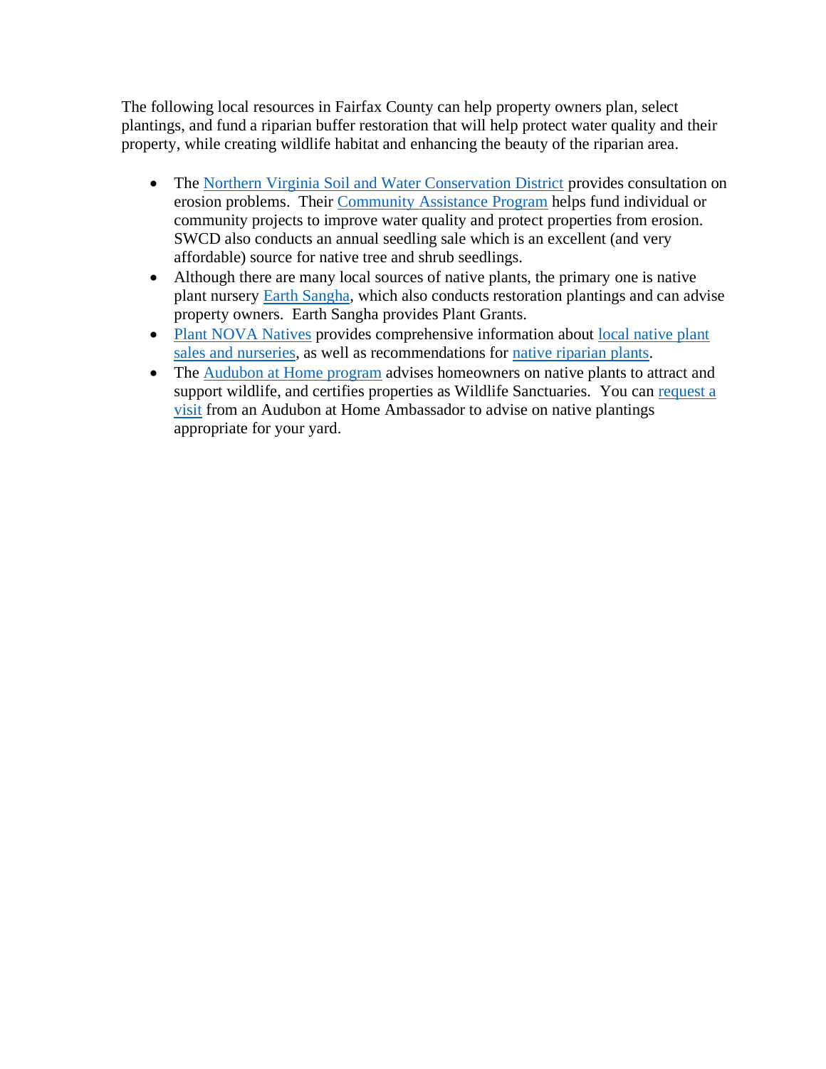The following local resources in Fairfax County can help property owners plan, select plantings, and fund a riparian buffer restoration that will help protect water quality and their property, while creating wildlife habitat and enhancing the beauty of the riparian area.

- The Northern Virginia Soil and Water Conservation District provides consultation on erosion problems. Their Community Assistance Program helps fund individual or community projects to improve water quality and protect properties from erosion. SWCD also conducts an annual seedling sale which is an excellent (and very affordable) source for native tree and shrub seedlings.
- Although there are many local sources of native plants, the primary one is native plant nursery Earth Sangha, which also conducts restoration plantings and can advise property owners. Earth Sangha provides Plant Grants.
- Plant NOVA Natives provides comprehensive information about local native plant sales and nurseries, as well as recommendations for native riparian plants.
- The Audubon at Home program advises homeowners on native plants to attract and support wildlife, and certifies properties as Wildlife Sanctuaries. You can request a visit from an Audubon at Home Ambassador to advise on native plantings appropriate for your yard.